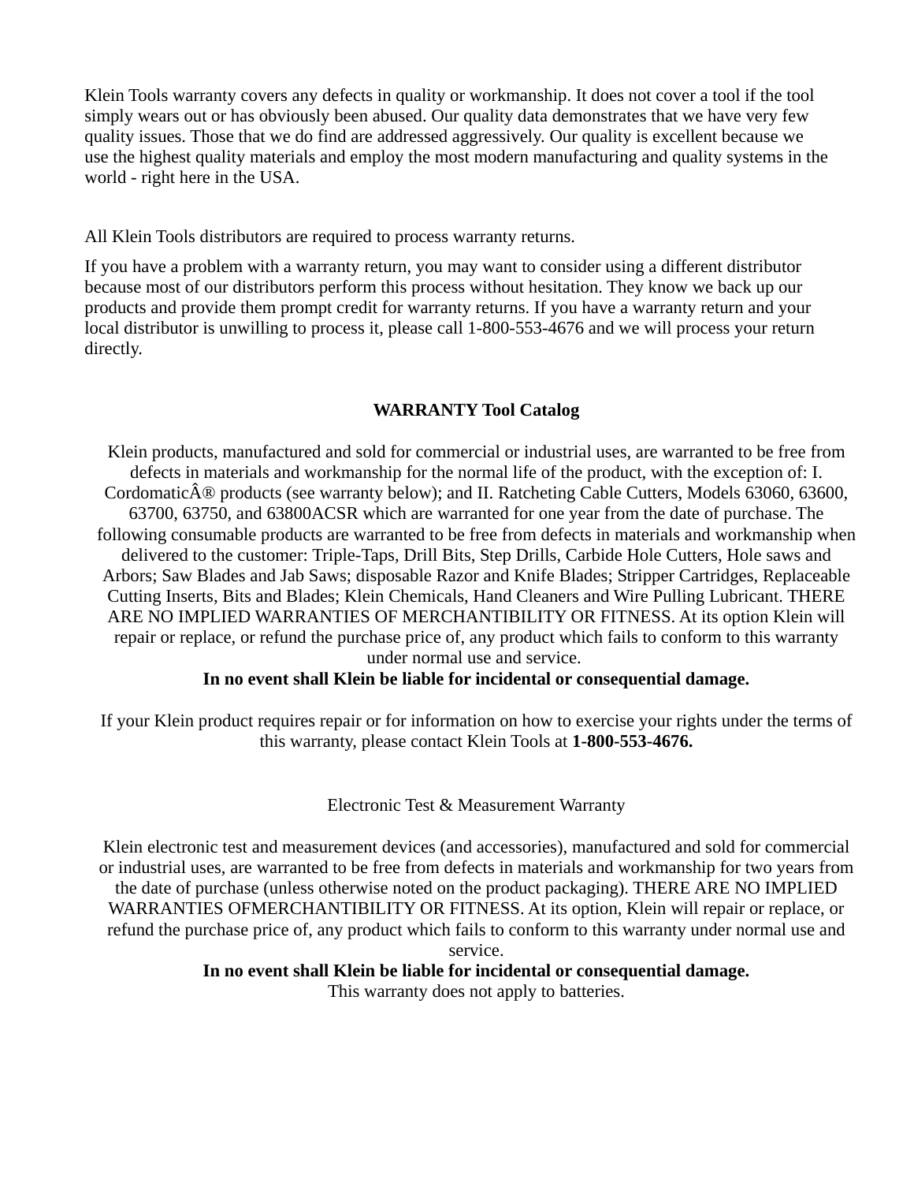Klein Tools warranty covers any defects in quality or workmanship. It does not cover a tool if the tool simply wears out or has obviously been abused. Our quality data demonstrates that we have very few quality issues. Those that we do find are addressed aggressively. Our quality is excellent because we use the highest quality materials and employ the most modern manufacturing and quality systems in the world - right here in the USA.

All Klein Tools distributors are required to process warranty returns.

If you have a problem with a warranty return, you may want to consider using a different distributor because most of our distributors perform this process without hesitation. They know we back up our products and provide them prompt credit for warranty returns. If you have a warranty return and your local distributor is unwilling to process it, please call 1-800-553-4676 and we will process your return directly.

**WARRANTY Tool Catalog**

Klein products, manufactured and sold for commercial or industrial uses, are warranted to be free from defects in materials and workmanship for the normal life of the product, with the exception of: I. CordomaticÂ® products (see warranty below); and II. Ratcheting Cable Cutters, Models 63060, 63600, 63700, 63750, and 63800ACSR which are warranted for one year from the date of purchase. The following consumable products are warranted to be free from defects in materials and workmanship when delivered to the customer: Triple-Taps, Drill Bits, Step Drills, Carbide Hole Cutters, Hole saws and Arbors; Saw Blades and Jab Saws; disposable Razor and Knife Blades; Stripper Cartridges, Replaceable Cutting Inserts, Bits and Blades; Klein Chemicals, Hand Cleaners and Wire Pulling Lubricant. THERE ARE NO IMPLIED WARRANTIES OF MERCHANTIBILITY OR FITNESS. At its option Klein will repair or replace, or refund the purchase price of, any product which fails to conform to this warranty under normal use and service.

**In no event shall Klein be liable for incidental or consequential damage.**

If your Klein product requires repair or for information on how to exercise your rights under the terms of this warranty, please contact Klein Tools at **1-800-553-4676.**

Electronic Test & Measurement Warranty

Klein electronic test and measurement devices (and accessories), manufactured and sold for commercial or industrial uses, are warranted to be free from defects in materials and workmanship for two years from the date of purchase (unless otherwise noted on the product packaging). THERE ARE NO IMPLIED WARRANTIES OFMERCHANTIBILITY OR FITNESS. At its option, Klein will repair or replace, or refund the purchase price of, any product which fails to conform to this warranty under normal use and service.

**In no event shall Klein be liable for incidental or consequential damage.**

This warranty does not apply to batteries.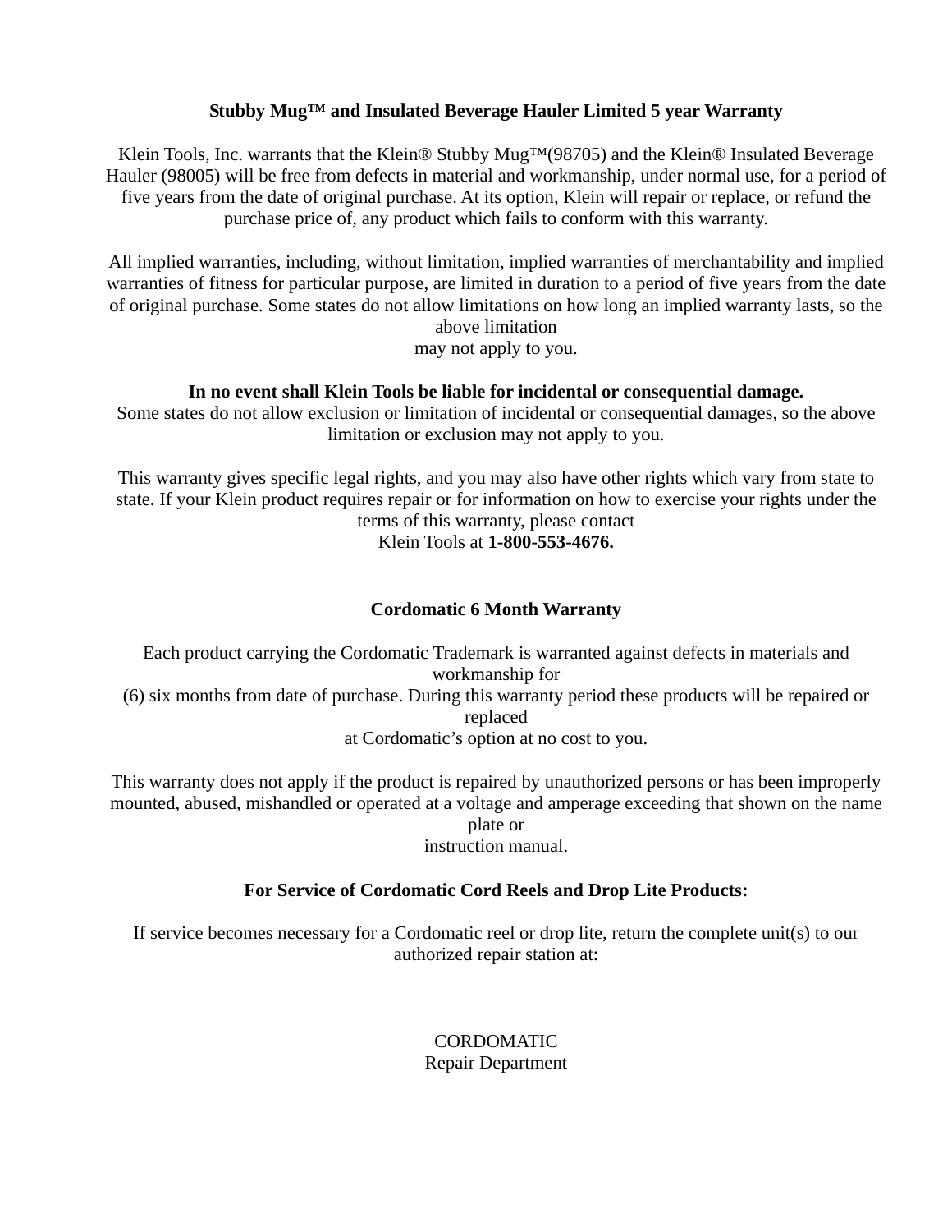**Stubby Mug™ and Insulated Beverage Hauler Limited 5 year Warranty**

Klein Tools, Inc. warrants that the Klein® Stubby Mug™(98705) and the Klein® Insulated Beverage Hauler (98005) will be free from defects in material and workmanship, under normal use, for a period of five years from the date of original purchase. At its option, Klein will repair or replace, or refund the purchase price of, any product which fails to conform with this warranty.

All implied warranties, including, without limitation, implied warranties of merchantability and implied warranties of fitness for particular purpose, are limited in duration to a period of five years from the date of original purchase. Some states do not allow limitations on how long an implied warranty lasts, so the above limitation may not apply to you.

**In no event shall Klein Tools be liable for incidental or consequential damage.**
Some states do not allow exclusion or limitation of incidental or consequential damages, so the above limitation or exclusion may not apply to you.

This warranty gives specific legal rights, and you may also have other rights which vary from state to state. If your Klein product requires repair or for information on how to exercise your rights under the terms of this warranty, please contact Klein Tools at **1-800-553-4676.**

**Cordomatic 6 Month Warranty**

Each product carrying the Cordomatic Trademark is warranted against defects in materials and workmanship for (6) six months from date of purchase. During this warranty period these products will be repaired or replaced at Cordomatic’s option at no cost to you.

This warranty does not apply if the product is repaired by unauthorized persons or has been improperly mounted, abused, mishandled or operated at a voltage and amperage exceeding that shown on the name plate or instruction manual.

**For Service of Cordomatic Cord Reels and Drop Lite Products:**

If service becomes necessary for a Cordomatic reel or drop lite, return the complete unit(s) to our authorized repair station at:

CORDOMATIC
Repair Department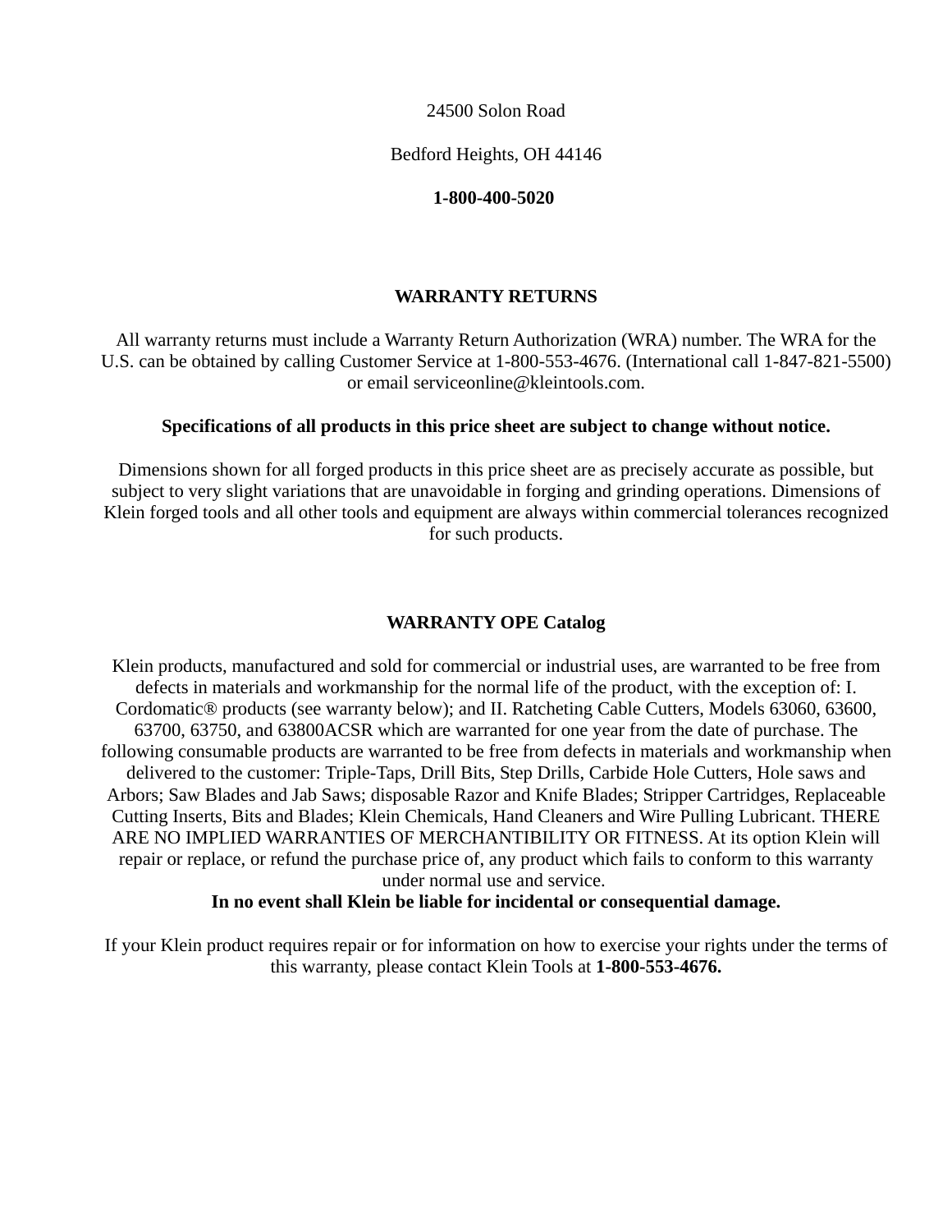24500 Solon Road

Bedford Heights, OH 44146

**1-800-400-5020**

## WARRANTY RETURNS

All warranty returns must include a Warranty Return Authorization (WRA) number. The WRA for the U.S. can be obtained by calling Customer Service at 1-800-553-4676. (International call 1-847-821-5500) or email serviceonline@kleintools.com.

**Specifications of all products in this price sheet are subject to change without notice.**

Dimensions shown for all forged products in this price sheet are as precisely accurate as possible, but subject to very slight variations that are unavoidable in forging and grinding operations. Dimensions of Klein forged tools and all other tools and equipment are always within commercial tolerances recognized for such products.

## WARRANTY OPE Catalog

Klein products, manufactured and sold for commercial or industrial uses, are warranted to be free from defects in materials and workmanship for the normal life of the product, with the exception of: I. Cordomatic® products (see warranty below); and II. Ratcheting Cable Cutters, Models 63060, 63600, 63700, 63750, and 63800ACSR which are warranted for one year from the date of purchase. The following consumable products are warranted to be free from defects in materials and workmanship when delivered to the customer: Triple-Taps, Drill Bits, Step Drills, Carbide Hole Cutters, Hole saws and Arbors; Saw Blades and Jab Saws; disposable Razor and Knife Blades; Stripper Cartridges, Replaceable Cutting Inserts, Bits and Blades; Klein Chemicals, Hand Cleaners and Wire Pulling Lubricant. THERE ARE NO IMPLIED WARRANTIES OF MERCHANTIBILITY OR FITNESS. At its option Klein will repair or replace, or refund the purchase price of, any product which fails to conform to this warranty under normal use and service.

**In no event shall Klein be liable for incidental or consequential damage.**

If your Klein product requires repair or for information on how to exercise your rights under the terms of this warranty, please contact Klein Tools at **1-800-553-4676.**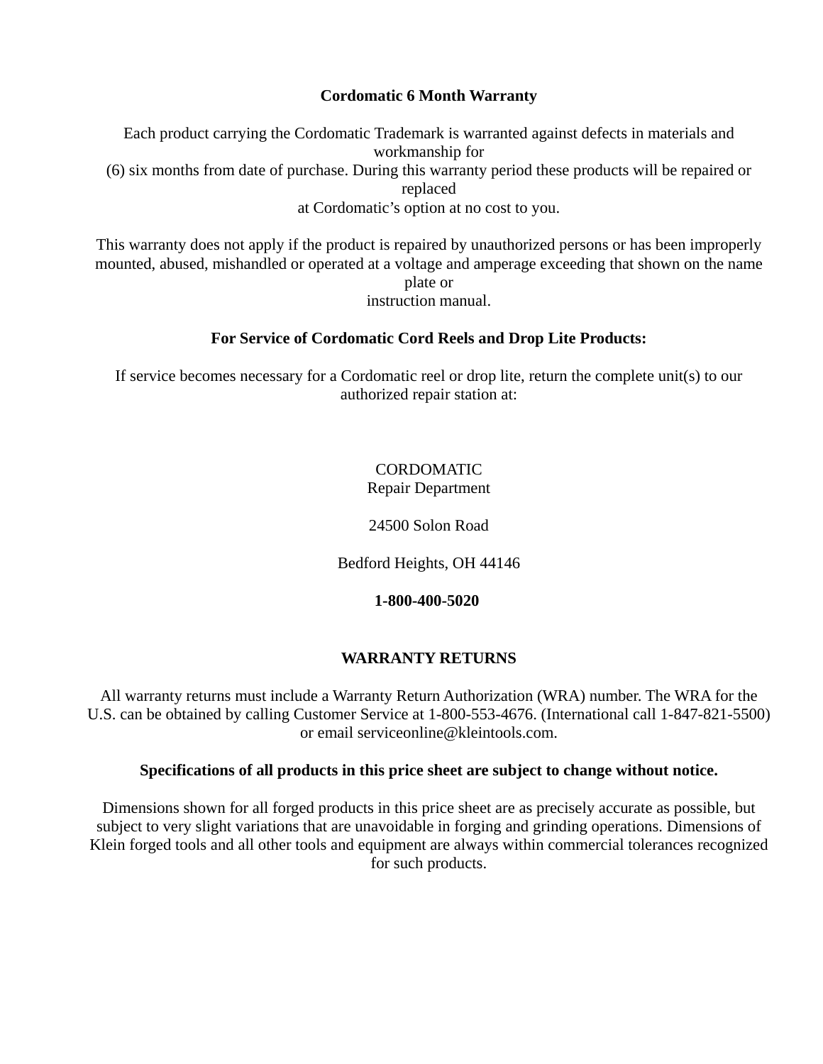**Cordomatic 6 Month Warranty**

Each product carrying the Cordomatic Trademark is warranted against defects in materials and workmanship for (6) six months from date of purchase. During this warranty period these products will be repaired or replaced at Cordomatic’s option at no cost to you.

This warranty does not apply if the product is repaired by unauthorized persons or has been improperly mounted, abused, mishandled or operated at a voltage and amperage exceeding that shown on the name plate or instruction manual.

**For Service of Cordomatic Cord Reels and Drop Lite Products:**

If service becomes necessary for a Cordomatic reel or drop lite, return the complete unit(s) to our authorized repair station at:

CORDOMATIC
Repair Department

24500 Solon Road

Bedford Heights, OH 44146

**1-800-400-5020**

**WARRANTY RETURNS**

All warranty returns must include a Warranty Return Authorization (WRA) number. The WRA for the U.S. can be obtained by calling Customer Service at 1-800-553-4676. (International call 1-847-821-5500) or email serviceonline@kleintools.com.

**Specifications of all products in this price sheet are subject to change without notice.**

Dimensions shown for all forged products in this price sheet are as precisely accurate as possible, but subject to very slight variations that are unavoidable in forging and grinding operations. Dimensions of Klein forged tools and all other tools and equipment are always within commercial tolerances recognized for such products.